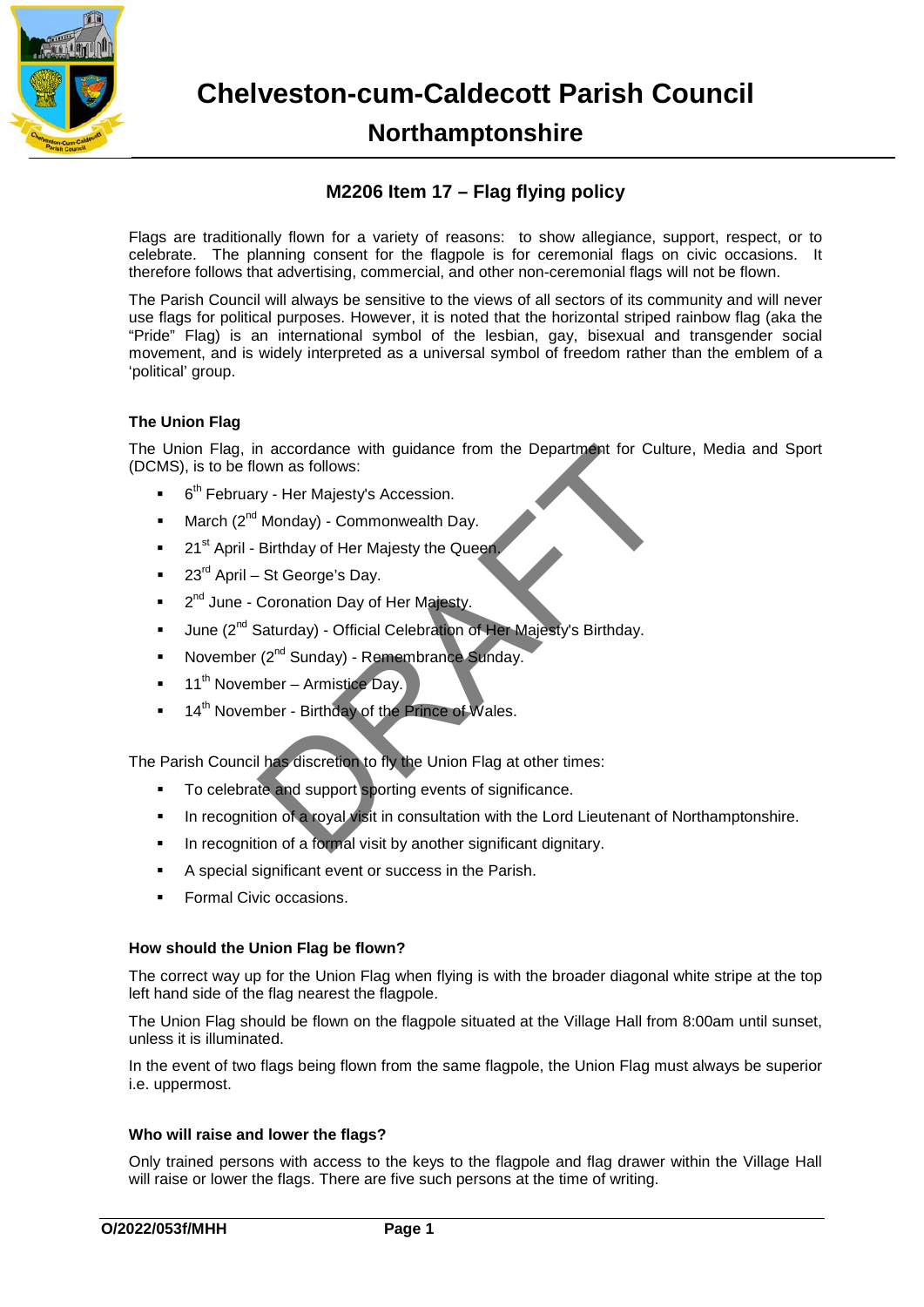# Chelveston-cum-Caldecott Parish Council

## Northamptonshire

### M2206 Item 17 – Flag flying policy

Flags are traditionally flown for a variety of reasons: to show allegiance, support, respect, or to celebrate. The planning consent for the flagpole is for ceremonial flags on civic occasions. It therefore follows that advertising, commercial, and other non-ceremonial flags will not be flown.

The Parish Council will always be sensitive to the views of all sectors of its community and will never use flags for political purposes. However, it is noted that the horizontal striped rainbow flag (aka the "Pride" Flag) is an international symbol of the lesbian, gay, bisexual and transgender social movement, and is widely interpreted as a universal symbol of freedom rather than the emblem of a 'political' group.

**The Union Flag**

The Union Flag, in accordance with guidance from the Department for Culture, Media and Sport (DCMS), is to be flown as follows:

- 6th February - Her Majesty's Accession.
- March (2nd Monday) - Commonwealth Day.
- 21st April - Birthday of Her Majesty the Queen.
- 23rd April – St George's Day.
- 2nd June - Coronation Day of Her Majesty.
- June (2nd Saturday) - Official Celebration of Her Majesty's Birthday.
- November (2nd Sunday) - Remembrance Sunday.
- 11th November – Armistice Day.
- 14th November - Birthday of the Prince of Wales.

The Parish Council has discretion to fly the Union Flag at other times:

- To celebrate and support sporting events of significance.
- In recognition of a royal visit in consultation with the Lord Lieutenant of Northamptonshire.
- In recognition of a formal visit by another significant dignitary.
- A special significant event or success in the Parish.
- Formal Civic occasions.

**How should the Union Flag be flown?**

The correct way up for the Union Flag when flying is with the broader diagonal white stripe at the top left hand side of the flag nearest the flagpole.

The Union Flag should be flown on the flagpole situated at the Village Hall from 8:00am until sunset, unless it is illuminated.

In the event of two flags being flown from the same flagpole, the Union Flag must always be superior i.e. uppermost.

**Who will raise and lower the flags?**

Only trained persons with access to the keys to the flagpole and flag drawer within the Village Hall will raise or lower the flags. There are five such persons at the time of writing.

O/2022/053f/MHH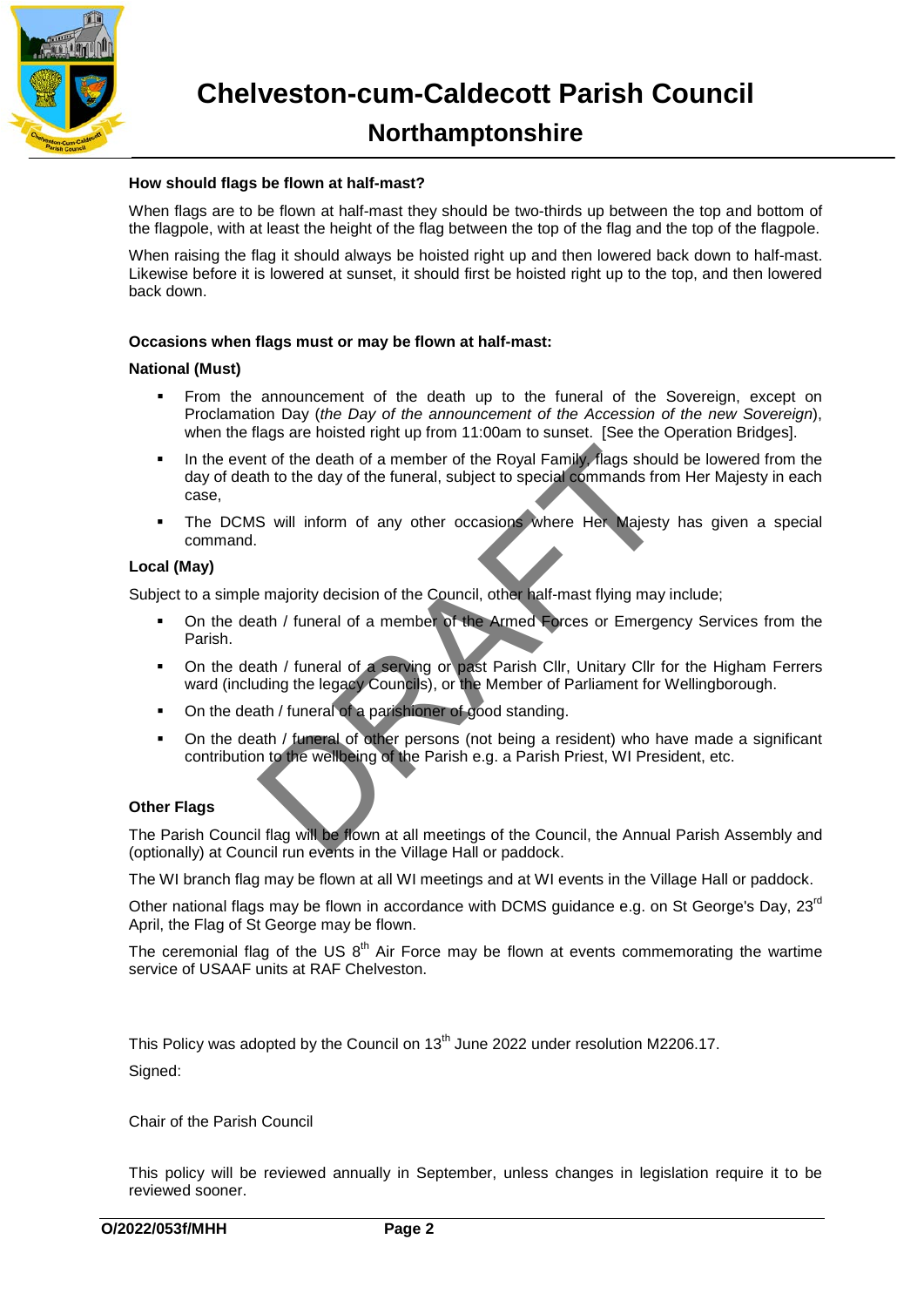# Chelveston-cum-Caldecott Parish Council

## Northamptonshire

**How should flags be flown at half-mast?**

When flags are to be flown at half-mast they should be two-thirds up between the top and bottom of the flagpole, with at least the height of the flag between the top of the flag and the top of the flagpole.

When raising the flag it should always be hoisted right up and then lowered back down to half-mast. Likewise before it is lowered at sunset, it should first be hoisted right up to the top, and then lowered back down.

**Occasions when flags must or may be flown at half-mast:**

**National (Must)**

- From the announcement of the death up to the funeral of the Sovereign, except on Proclamation Day (*the Day of the announcement of the Accession of the new Sovereign*), when the flags are hoisted right up from 11:00am to sunset. [See the Operation Bridges].
- In the event of the death of a member of the Royal Family, flags should be lowered from the day of death to the day of the funeral, subject to special commands from Her Majesty in each case,
- The DCMS will inform of any other occasions where Her Majesty has given a special command.

**Local (May)**

Subject to a simple majority decision of the Council, other half-mast flying may include;

- On the death / funeral of a member of the Armed Forces or Emergency Services from the Parish.
- On the death / funeral of a serving or past Parish Cllr, Unitary Cllr for the Higham Ferrers ward (including the legacy Councils), or the Member of Parliament for Wellingborough.
- On the death / funeral of a parishioner of good standing.
- On the death / funeral of other persons (not being a resident) who have made a significant contribution to the wellbeing of the Parish e.g. a Parish Priest, WI President, etc.

**Other Flags**

The Parish Council flag will be flown at all meetings of the Council, the Annual Parish Assembly and (optionally) at Council run events in the Village Hall or paddock.

The WI branch flag may be flown at all WI meetings and at WI events in the Village Hall or paddock.

Other national flags may be flown in accordance with DCMS guidance e.g. on St George's Day, 23rd April, the Flag of St George may be flown.

The ceremonial flag of the US 8th Air Force may be flown at events commemorating the wartime service of USAAF units at RAF Chelveston.

This Policy was adopted by the Council on 13th June 2022 under resolution M2206.17.

Signed:

Chair of the Parish Council

This policy will be reviewed annually in September, unless changes in legislation require it to be reviewed sooner.

DRAFT

O/2022/053f/MHH